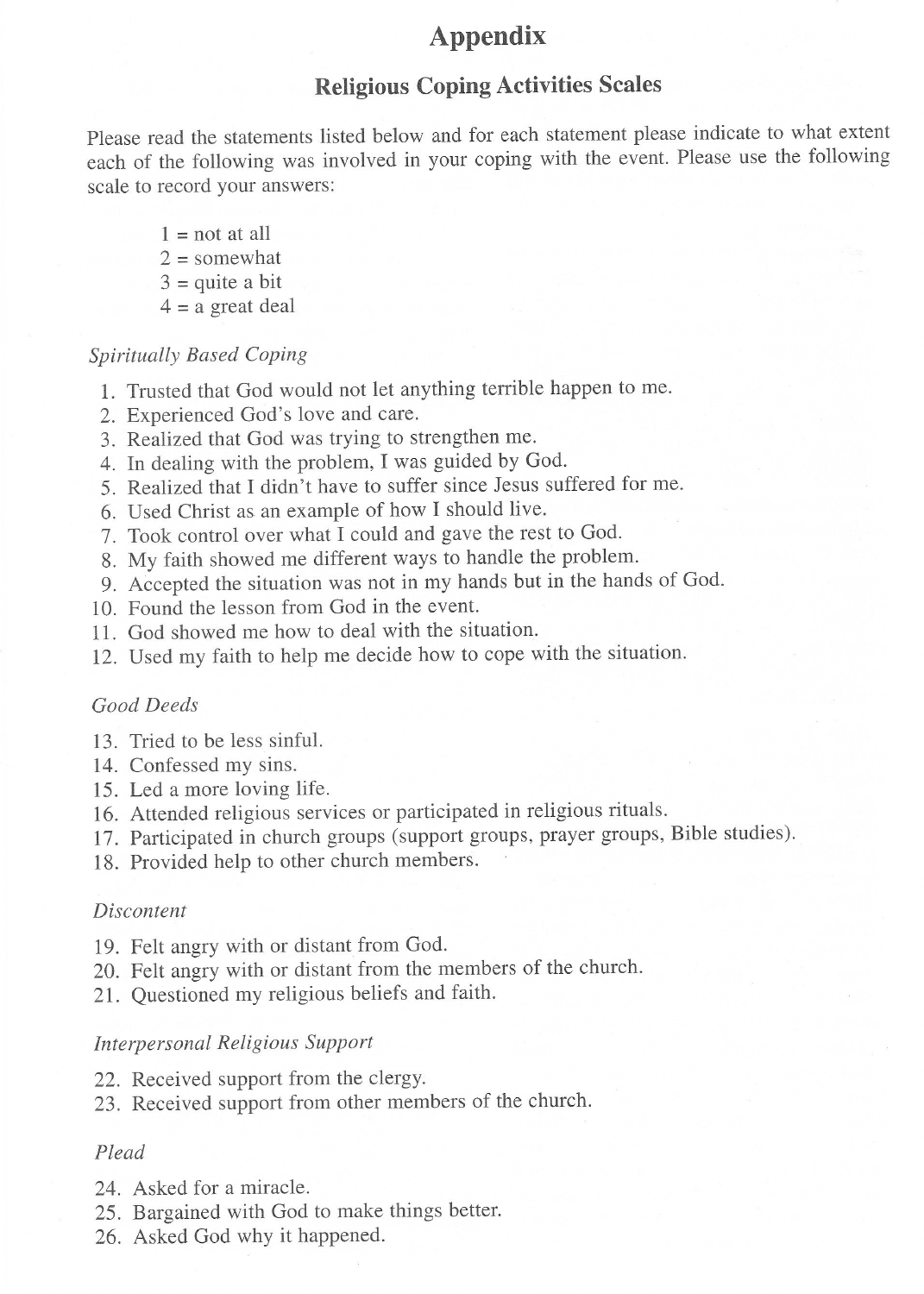# Appendix

## Religious Coping Activities Scales

Please read the statements listed below and for each statement please indicate to what extent each of the following was involved in your coping with the event. Please use the following scale to record your answers:

1 = not at all
2 = somewhat
3 = quite a bit
4 = a great deal

*Spiritually Based Coping*

1. Trusted that God would not let anything terrible happen to me.
2. Experienced God's love and care.
3. Realized that God was trying to strengthen me.
4. In dealing with the problem, I was guided by God.
5. Realized that I didn't have to suffer since Jesus suffered for me.
6. Used Christ as an example of how I should live.
7. Took control over what I could and gave the rest to God.
8. My faith showed me different ways to handle the problem.
9. Accepted the situation was not in my hands but in the hands of God.
10. Found the lesson from God in the event.
11. God showed me how to deal with the situation.
12. Used my faith to help me decide how to cope with the situation.

*Good Deeds*

13. Tried to be less sinful.
14. Confessed my sins.
15. Led a more loving life.
16. Attended religious services or participated in religious rituals.
17. Participated in church groups (support groups, prayer groups, Bible studies).
18. Provided help to other church members.

*Discontent*

19. Felt angry with or distant from God.
20. Felt angry with or distant from the members of the church.
21. Questioned my religious beliefs and faith.

*Interpersonal Religious Support*

22. Received support from the clergy.
23. Received support from other members of the church.

*Plead*

24. Asked for a miracle.
25. Bargained with God to make things better.
26. Asked God why it happened.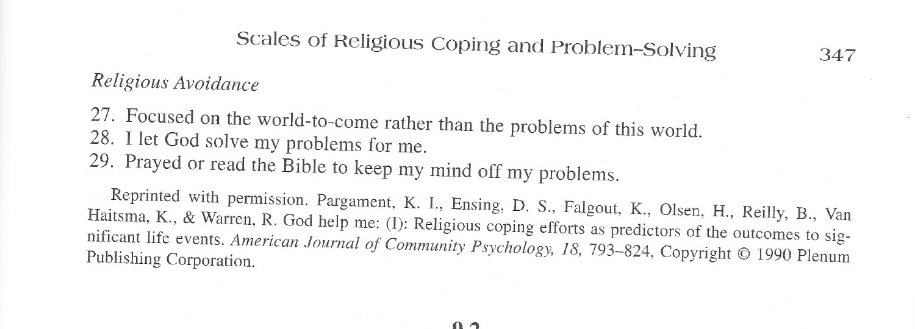*Religious Avoidance*

27. Focused on the world-to-come rather than the problems of this world.
28. I let God solve my problems for me.
29. Prayed or read the Bible to keep my mind off my problems.

Reprinted with permission. Pargament, K. I., Ensing, D. S., Falgout, K., Olsen, H., Reilly, B., Van Haitsma, K., & Warren, R. God help me: (I): Religious coping efforts as predictors of the outcomes to significant life events. *American Journal of Community Psychology, 18*, 793–824, Copyright © 1990 Plenum Publishing Corporation.